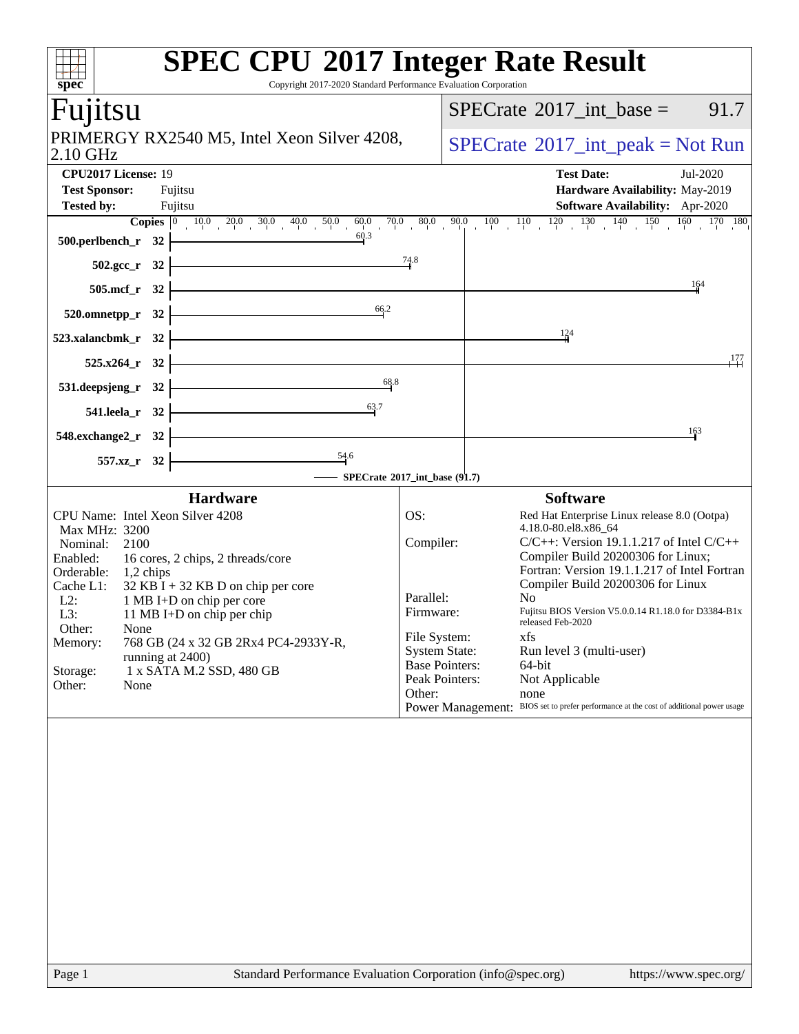# SPEC CPU 2017 Integer Rate Result

Copyright 2017-2020 Standard Performance Evaluation Corporation

## Fujitsu

PRIMERGY RX2540 M5, Intel Xeon Silver 4208, 2.10 GHz

SPECrate 2017_int_base = 91.7

SPECrate 2017_int_peak = Not Run

**CPU2017 License:** 19
**Test Sponsor:** Fujitsu
**Tested by:** Fujitsu

**Test Date:** Jul-2020
**Hardware Availability:** May-2019
**Software Availability:** Apr-2020

| Benchmark | Copies | SPECrate 2017_int_base |
|---|---|---|
| 500.perlbench_r | 32 | 60.3 |
| 502.gcc_r | 32 | 74.8 |
| 505.mcf_r | 32 | 164 |
| 520.omnetpp_r | 32 | 66.2 |
| 523.xalancbmk_r | 32 | 124 |
| 525.x264_r | 32 | 177 |
| 531.deepsjeng_r | 32 | 68.8 |
| 541.leela_r | 32 | 63.7 |
| 548.exchange2_r | 32 | 163 |
| 557.xz_r | 32 | 54.6 |

SPECrate 2017_int_base (91.7)

### Hardware

CPU Name: Intel Xeon Silver 4208
Max MHz: 3200
Nominal: 2100
Enabled: 16 cores, 2 chips, 2 threads/core
Orderable: 1,2 chips
Cache L1: 32 KB I + 32 KB D on chip per core
L2: 1 MB I+D on chip per core
L3: 11 MB I+D on chip per chip
Other: None
Memory: 768 GB (24 x 32 GB 2Rx4 PC4-2933Y-R, running at 2400)
Storage: 1 x SATA M.2 SSD, 480 GB
Other: None

### Software

OS: Red Hat Enterprise Linux release 8.0 (Ootpa) 4.18.0-80.el8.x86_64
Compiler: C/C++: Version 19.1.1.217 of Intel C/C++ Compiler Build 20200306 for Linux; Fortran: Version 19.1.1.217 of Intel Fortran Compiler Build 20200306 for Linux
Parallel: No
Firmware: Fujitsu BIOS Version V5.0.0.14 R1.18.0 for D3384-B1x released Feb-2020
File System: xfs
System State: Run level 3 (multi-user)
Base Pointers: 64-bit
Peak Pointers: Not Applicable
Other: none
Power Management: BIOS set to prefer performance at the cost of additional power usage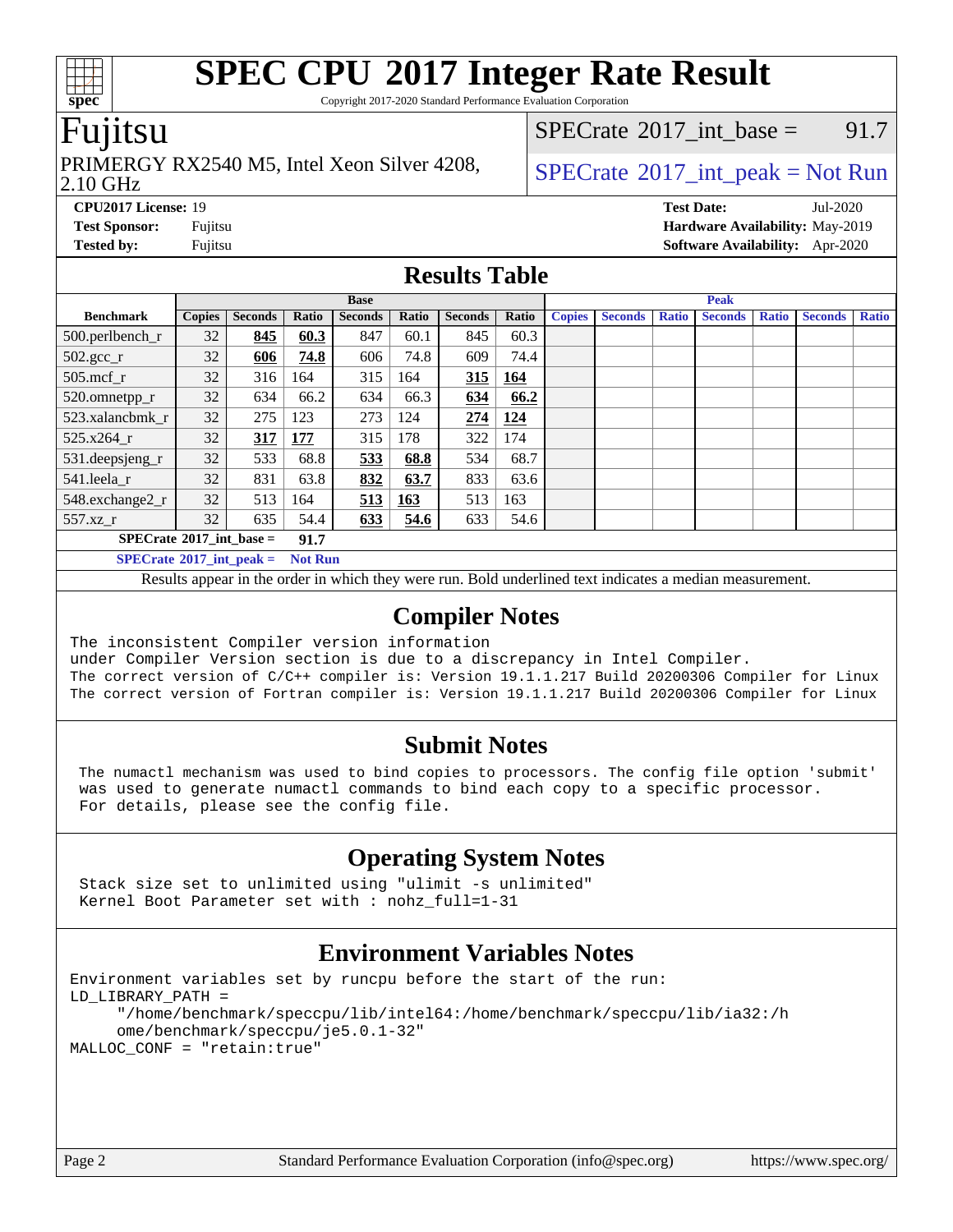# SPEC CPU 2017 Integer Rate Result

Copyright 2017-2020 Standard Performance Evaluation Corporation

## Fujitsu

PRIMERGY RX2540 M5, Intel Xeon Silver 4208, 2.10 GHz

SPECrate 2017_int_base = 91.7

SPECrate 2017_int_peak = Not Run

**CPU2017 License:** 19
**Test Sponsor:** Fujitsu
**Tested by:** Fujitsu

**Test Date:** Jul-2020
**Hardware Availability:** May-2019
**Software Availability:** Apr-2020

## Results Table

| Benchmark | Base | | | | | | | Peak | | | | | | |
|---|---|---|---|---|---|---|---|---|---|---|---|---|---|---|
| | Copies | Seconds | Ratio | Seconds | Ratio | Seconds | Ratio | Copies | Seconds | Ratio | Seconds | Ratio | Seconds | Ratio |
| 500.perlbench_r | 32 | **845** | **60.3** | 847 | 60.1 | 845 | 60.3 | | | | | | | |
| 502.gcc_r | 32 | **606** | **74.8** | 606 | 74.8 | 609 | 74.4 | | | | | | | |
| 505.mcf_r | 32 | 316 | 164 | 315 | 164 | **315** | **164** | | | | | | | |
| 520.omnetpp_r | 32 | 634 | 66.2 | 634 | 66.3 | **634** | **66.2** | | | | | | | |
| 523.xalancbmk_r | 32 | 275 | 123 | 273 | 124 | **274** | **124** | | | | | | | |
| 525.x264_r | 32 | **317** | **177** | 315 | 178 | 322 | 174 | | | | | | | |
| 531.deepsjeng_r | 32 | 533 | 68.8 | **533** | **68.8** | 534 | 68.7 | | | | | | | |
| 541.leela_r | 32 | 831 | 63.8 | **832** | **63.7** | 833 | 63.6 | | | | | | | |
| 548.exchange2_r | 32 | 513 | 164 | **513** | **163** | 513 | 163 | | | | | | | |
| 557.xz_r | 32 | 635 | 54.4 | **633** | **54.6** | 633 | 54.6 | | | | | | | |

**SPECrate 2017_int_base = 91.7**

**SPECrate 2017_int_peak = Not Run**

Results appear in the order in which they were run. Bold underlined text indicates a median measurement.

## Compiler Notes

```
The inconsistent Compiler version information
under Compiler Version section is due to a discrepancy in Intel Compiler.
The correct version of C/C++ compiler is: Version 19.1.1.217 Build 20200306 Compiler for Linux
The correct version of Fortran compiler is: Version 19.1.1.217 Build 20200306 Compiler for Linux
```

## Submit Notes

```
The numactl mechanism was used to bind copies to processors. The config file option 'submit'
was used to generate numactl commands to bind each copy to a specific processor.
For details, please see the config file.
```

## Operating System Notes

```
Stack size set to unlimited using "ulimit -s unlimited"
Kernel Boot Parameter set with : nohz_full=1-31
```

## Environment Variables Notes

```
Environment variables set by runcpu before the start of the run:
LD_LIBRARY_PATH =
     "/home/benchmark/speccpu/lib/intel64:/home/benchmark/speccpu/lib/ia32:/h
     ome/benchmark/speccpu/je5.0.1-32"
MALLOC_CONF = "retain:true"
```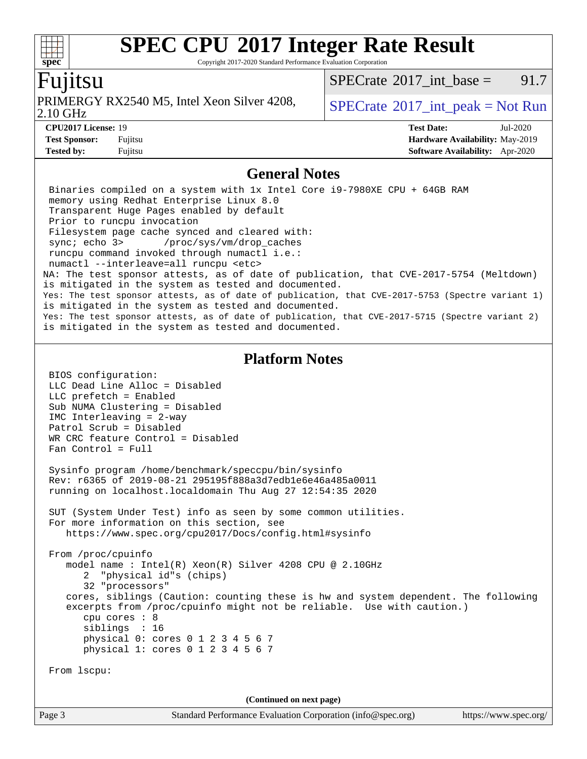## General Notes

```
Binaries compiled on a system with 1x Intel Core i9-7980XE CPU + 64GB RAM
memory using Redhat Enterprise Linux 8.0
Transparent Huge Pages enabled by default
Prior to runcpu invocation
Filesystem page cache synced and cleared with:
sync; echo 3>       /proc/sys/vm/drop_caches
runcpu command invoked through numactl i.e.:
numactl --interleave=all runcpu <etc>
NA: The test sponsor attests, as of date of publication, that CVE-2017-5754 (Meltdown)
is mitigated in the system as tested and documented.
Yes: The test sponsor attests, as of date of publication, that CVE-2017-5753 (Spectre variant 1)
is mitigated in the system as tested and documented.
Yes: The test sponsor attests, as of date of publication, that CVE-2017-5715 (Spectre variant 2)
is mitigated in the system as tested and documented.
```

## Platform Notes

```
BIOS configuration:
LLC Dead Line Alloc = Disabled
LLC prefetch = Enabled
Sub NUMA Clustering = Disabled
IMC Interleaving = 2-way
Patrol Scrub = Disabled
WR CRC feature Control = Disabled
Fan Control = Full

Sysinfo program /home/benchmark/speccpu/bin/sysinfo
Rev: r6365 of 2019-08-21 295195f888a3d7edb1e6e46a485a0011
running on localhost.localdomain Thu Aug 27 12:54:35 2020

SUT (System Under Test) info as seen by some common utilities.
For more information on this section, see
   https://www.spec.org/cpu2017/Docs/config.html#sysinfo

From /proc/cpuinfo
   model name : Intel(R) Xeon(R) Silver 4208 CPU @ 2.10GHz
      2  "physical id"s (chips)
      32 "processors"
   cores, siblings (Caution: counting these is hw and system dependent. The following
   excerpts from /proc/cpuinfo might not be reliable.  Use with caution.)
      cpu cores : 8
      siblings  : 16
      physical 0: cores 0 1 2 3 4 5 6 7
      physical 1: cores 0 1 2 3 4 5 6 7

From lscpu:
```

(Continued on next page)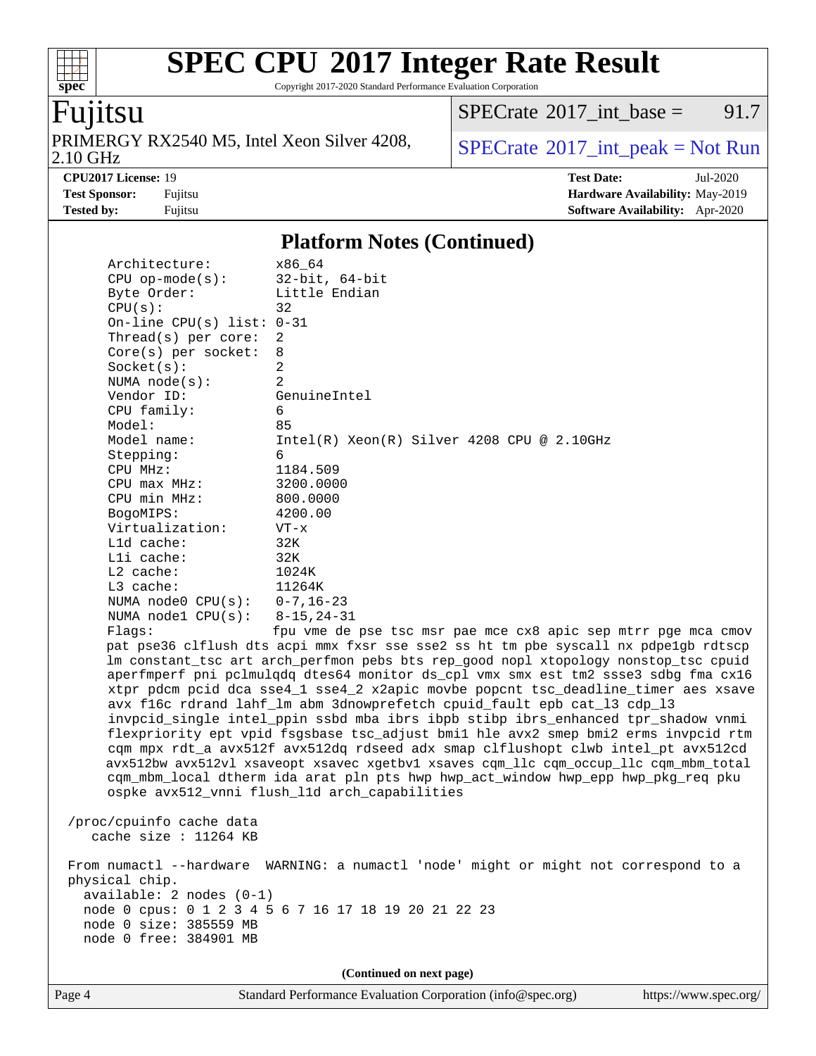## Platform Notes (Continued)

```
Architecture:          x86_64
CPU op-mode(s):        32-bit, 64-bit
Byte Order:            Little Endian
CPU(s):                32
On-line CPU(s) list:   0-31
Thread(s) per core:    2
Core(s) per socket:    8
Socket(s):             2
NUMA node(s):          2
Vendor ID:             GenuineIntel
CPU family:            6
Model:                 85
Model name:            Intel(R) Xeon(R) Silver 4208 CPU @ 2.10GHz
Stepping:              6
CPU MHz:               1184.509
CPU max MHz:           3200.0000
CPU min MHz:           800.0000
BogoMIPS:              4200.00
Virtualization:        VT-x
L1d cache:             32K
L1i cache:             32K
L2 cache:              1024K
L3 cache:              11264K
NUMA node0 CPU(s):     0-7,16-23
NUMA node1 CPU(s):     8-15,24-31
Flags:                 fpu vme de pse tsc msr pae mce cx8 apic sep mtrr pge mca cmov
pat pse36 clflush dts acpi mmx fxsr sse sse2 ss ht tm pbe syscall nx pdpe1gb rdtscp
lm constant_tsc art arch_perfmon pebs bts rep_good nopl xtopology nonstop_tsc cpuid
aperfmperf pni pclmulqdq dtes64 monitor ds_cpl vmx smx est tm2 ssse3 sdbg fma cx16
xtpr pdcm pcid dca sse4_1 sse4_2 x2apic movbe popcnt tsc_deadline_timer aes xsave
avx f16c rdrand lahf_lm abm 3dnowprefetch cpuid_fault epb cat_l3 cdp_l3
invpcid_single intel_ppin ssbd mba ibrs ibpb stibp ibrs_enhanced tpr_shadow vnmi
flexpriority ept vpid fsgsbase tsc_adjust bmi1 hle avx2 smep bmi2 erms invpcid rtm
cqm mpx rdt_a avx512f avx512dq rdseed adx smap clflushopt clwb intel_pt avx512cd
avx512bw avx512vl xsaveopt xsavec xgetbv1 xsaves cqm_llc cqm_occup_llc cqm_mbm_total
cqm_mbm_local dtherm ida arat pln pts hwp hwp_act_window hwp_epp hwp_pkg_req pku
ospke avx512_vnni flush_l1d arch_capabilities

/proc/cpuinfo cache data
   cache size : 11264 KB

From numactl --hardware  WARNING: a numactl 'node' might or might not correspond to a
physical chip.
  available: 2 nodes (0-1)
  node 0 cpus: 0 1 2 3 4 5 6 7 16 17 18 19 20 21 22 23
  node 0 size: 385559 MB
  node 0 free: 384901 MB
```

(Continued on next page)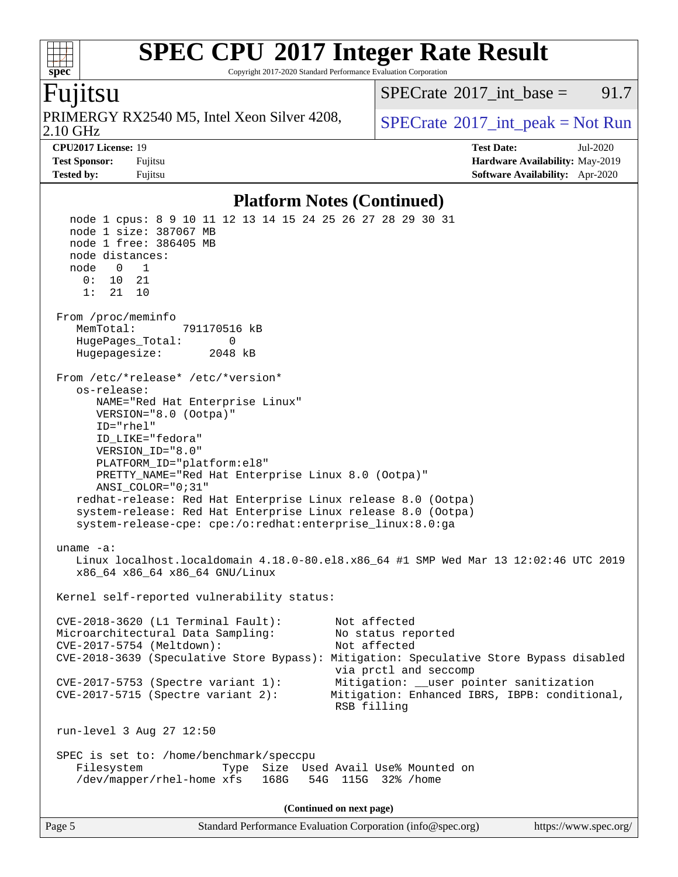## Platform Notes (Continued)

```
   node 1 cpus: 8 9 10 11 12 13 14 15 24 25 26 27 28 29 30 31
   node 1 size: 387067 MB
   node 1 free: 386405 MB
   node distances:
   node   0   1
     0:  10  21
     1:  21  10

 From /proc/meminfo
    MemTotal:       791170516 kB
    HugePages_Total:       0
    Hugepagesize:       2048 kB

 From /etc/*release* /etc/*version*
    os-release:
       NAME="Red Hat Enterprise Linux"
       VERSION="8.0 (Ootpa)"
       ID="rhel"
       ID_LIKE="fedora"
       VERSION_ID="8.0"
       PLATFORM_ID="platform:el8"
       PRETTY_NAME="Red Hat Enterprise Linux 8.0 (Ootpa)"
       ANSI_COLOR="0;31"
    redhat-release: Red Hat Enterprise Linux release 8.0 (Ootpa)
    system-release: Red Hat Enterprise Linux release 8.0 (Ootpa)
    system-release-cpe: cpe:/o:redhat:enterprise_linux:8.0:ga

 uname -a:
    Linux localhost.localdomain 4.18.0-80.el8.x86_64 #1 SMP Wed Mar 13 12:02:46 UTC 2019
    x86_64 x86_64 x86_64 GNU/Linux

 Kernel self-reported vulnerability status:

 CVE-2018-3620 (L1 Terminal Fault):        Not affected
 Microarchitectural Data Sampling:         No status reported
 CVE-2017-5754 (Meltdown):                 Not affected
 CVE-2018-3639 (Speculative Store Bypass): Mitigation: Speculative Store Bypass disabled
                                           via prctl and seccomp
 CVE-2017-5753 (Spectre variant 1):        Mitigation: __user pointer sanitization
 CVE-2017-5715 (Spectre variant 2):        Mitigation: Enhanced IBRS, IBPB: conditional,
                                           RSB filling

 run-level 3 Aug 27 12:50

 SPEC is set to: /home/benchmark/speccpu
    Filesystem              Type  Size  Used Avail Use% Mounted on
    /dev/mapper/rhel-home xfs   168G   54G  115G  32% /home
```

(Continued on next page)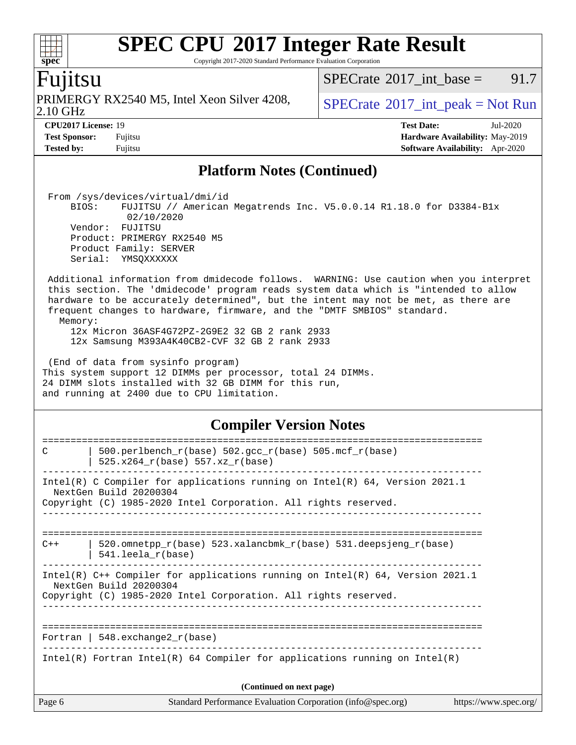## Platform Notes (Continued)

```
 From /sys/devices/virtual/dmi/id
     BIOS:    FUJITSU // American Megatrends Inc. V5.0.0.14 R1.18.0 for D3384-B1x
              02/10/2020
     Vendor:  FUJITSU
     Product: PRIMERGY RX2540 M5
     Product Family: SERVER
     Serial:  YMSQXXXXXX

 Additional information from dmidecode follows.  WARNING: Use caution when you interpret
 this section. The 'dmidecode' program reads system data which is "intended to allow
 hardware to be accurately determined", but the intent may not be met, as there are
 frequent changes to hardware, firmware, and the "DMTF SMBIOS" standard.
   Memory:
     12x Micron 36ASF4G72PZ-2G9E2 32 GB 2 rank 2933
     12x Samsung M393A4K40CB2-CVF 32 GB 2 rank 2933

 (End of data from sysinfo program)
This system support 12 DIMMs per processor, total 24 DIMMs.
24 DIMM slots installed with 32 GB DIMM for this run,
and running at 2400 due to CPU limitation.
```

## Compiler Version Notes

```
==============================================================================
C       | 500.perlbench_r(base) 502.gcc_r(base) 505.mcf_r(base)
        | 525.x264_r(base) 557.xz_r(base)
------------------------------------------------------------------------------
Intel(R) C Compiler for applications running on Intel(R) 64, Version 2021.1
  NextGen Build 20200304
Copyright (C) 1985-2020 Intel Corporation. All rights reserved.
------------------------------------------------------------------------------

==============================================================================
C++     | 520.omnetpp_r(base) 523.xalancbmk_r(base) 531.deepsjeng_r(base)
        | 541.leela_r(base)
------------------------------------------------------------------------------
Intel(R) C++ Compiler for applications running on Intel(R) 64, Version 2021.1
  NextGen Build 20200304
Copyright (C) 1985-2020 Intel Corporation. All rights reserved.
------------------------------------------------------------------------------

==============================================================================
Fortran | 548.exchange2_r(base)
------------------------------------------------------------------------------
Intel(R) Fortran Intel(R) 64 Compiler for applications running on Intel(R)
```

(Continued on next page)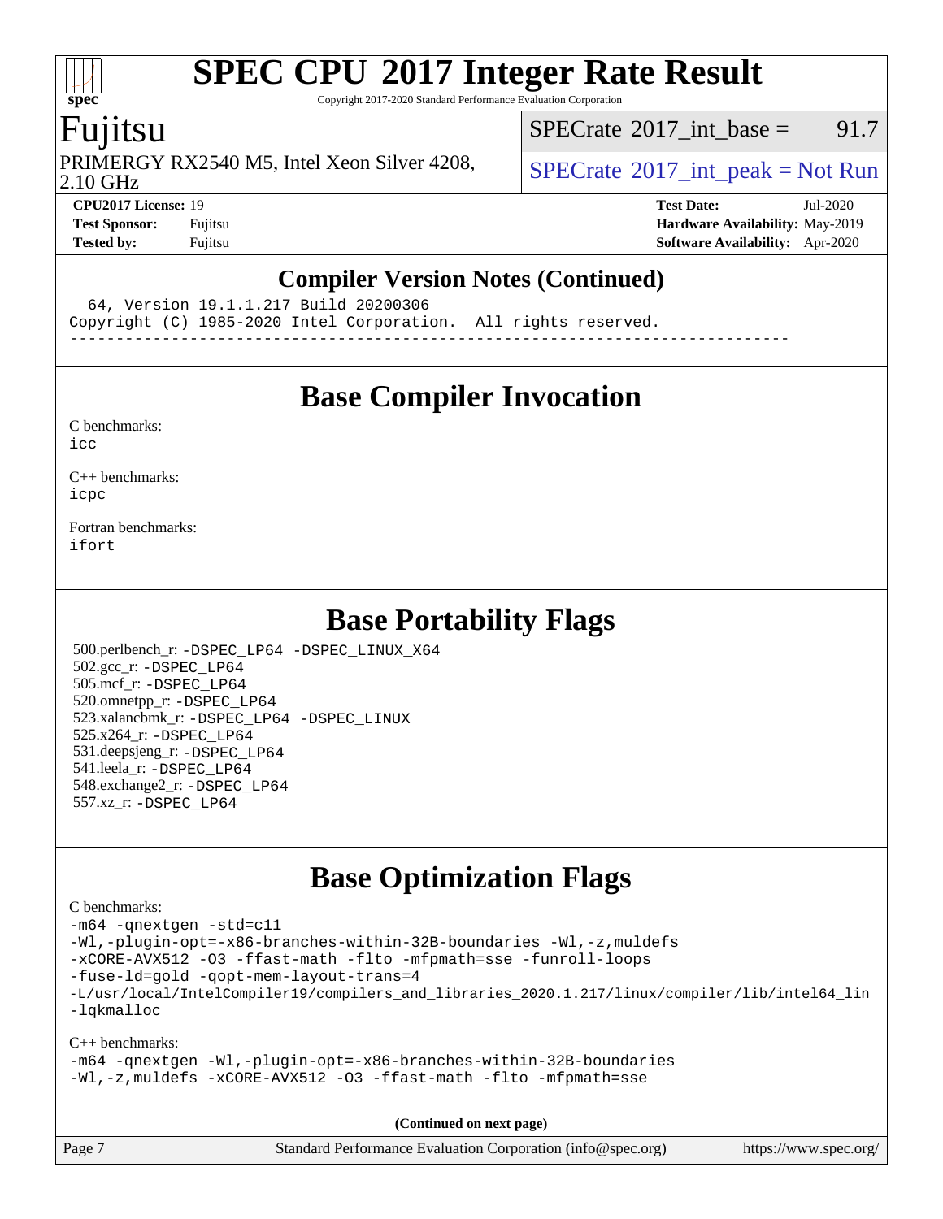# SPEC CPU 2017 Integer Rate Result

Copyright 2017-2020 Standard Performance Evaluation Corporation

## Fujitsu

PRIMERGY RX2540 M5, Intel Xeon Silver 4208, 2.10 GHz

SPECrate 2017_int_base = 91.7

SPECrate 2017_int_peak = Not Run

**CPU2017 License:** 19
**Test Sponsor:** Fujitsu
**Tested by:** Fujitsu

**Test Date:** Jul-2020
**Hardware Availability:** May-2019
**Software Availability:** Apr-2020

### Compiler Version Notes (Continued)

```
  64, Version 19.1.1.217 Build 20200306
Copyright (C) 1985-2020 Intel Corporation.  All rights reserved.
------------------------------------------------------------------------------
```

## Base Compiler Invocation

C benchmarks:
`icc`

C++ benchmarks:
`icpc`

Fortran benchmarks:
`ifort`

## Base Portability Flags

500.perlbench_r: -DSPEC_LP64 -DSPEC_LINUX_X64
502.gcc_r: -DSPEC_LP64
505.mcf_r: -DSPEC_LP64
520.omnetpp_r: -DSPEC_LP64
523.xalancbmk_r: -DSPEC_LP64 -DSPEC_LINUX
525.x264_r: -DSPEC_LP64
531.deepsjeng_r: -DSPEC_LP64
541.leela_r: -DSPEC_LP64
548.exchange2_r: -DSPEC_LP64
557.xz_r: -DSPEC_LP64

## Base Optimization Flags

C benchmarks:

```
-m64 -qnextgen -std=c11
-Wl,-plugin-opt=-x86-branches-within-32B-boundaries -Wl,-z,muldefs
-xCORE-AVX512 -O3 -ffast-math -flto -mfpmath=sse -funroll-loops
-fuse-ld=gold -qopt-mem-layout-trans=4
-L/usr/local/IntelCompiler19/compilers_and_libraries_2020.1.217/linux/compiler/lib/intel64_lin
-lqkmalloc
```

C++ benchmarks:

```
-m64 -qnextgen -Wl,-plugin-opt=-x86-branches-within-32B-boundaries
-Wl,-z,muldefs -xCORE-AVX512 -O3 -ffast-math -flto -mfpmath=sse
```

**(Continued on next page)**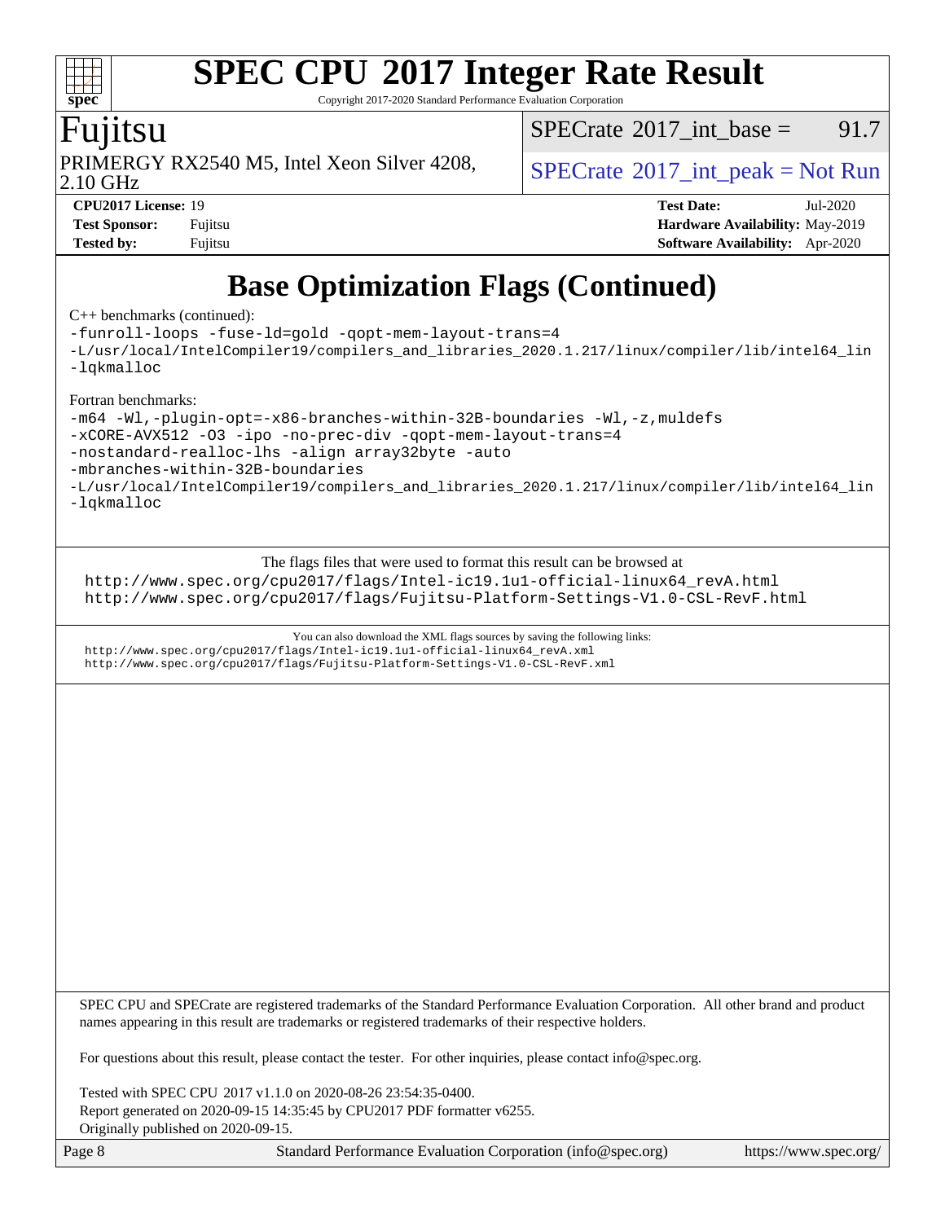# Base Optimization Flags (Continued)

C++ benchmarks (continued):

```
-funroll-loops -fuse-ld=gold -qopt-mem-layout-trans=4
-L/usr/local/IntelCompiler19/compilers_and_libraries_2020.1.217/linux/compiler/lib/intel64_lin
-lqkmalloc
```

Fortran benchmarks:

```
-m64 -Wl,-plugin-opt=-x86-branches-within-32B-boundaries -Wl,-z,muldefs
-xCORE-AVX512 -O3 -ipo -no-prec-div -qopt-mem-layout-trans=4
-nostandard-realloc-lhs -align array32byte -auto
-mbranches-within-32B-boundaries
-L/usr/local/IntelCompiler19/compilers_and_libraries_2020.1.217/linux/compiler/lib/intel64_lin
-lqkmalloc
```

The flags files that were used to format this result can be browsed at

http://www.spec.org/cpu2017/flags/Intel-ic19.1u1-official-linux64_revA.html
http://www.spec.org/cpu2017/flags/Fujitsu-Platform-Settings-V1.0-CSL-RevF.html

You can also download the XML flags sources by saving the following links:

http://www.spec.org/cpu2017/flags/Intel-ic19.1u1-official-linux64_revA.xml
http://www.spec.org/cpu2017/flags/Fujitsu-Platform-Settings-V1.0-CSL-RevF.xml

SPEC CPU and SPECrate are registered trademarks of the Standard Performance Evaluation Corporation. All other brand and product names appearing in this result are trademarks or registered trademarks of their respective holders.

For questions about this result, please contact the tester. For other inquiries, please contact info@spec.org.

Tested with SPEC CPU 2017 v1.1.0 on 2020-08-26 23:54:35-0400.
Report generated on 2020-09-15 14:35:45 by CPU2017 PDF formatter v6255.
Originally published on 2020-09-15.